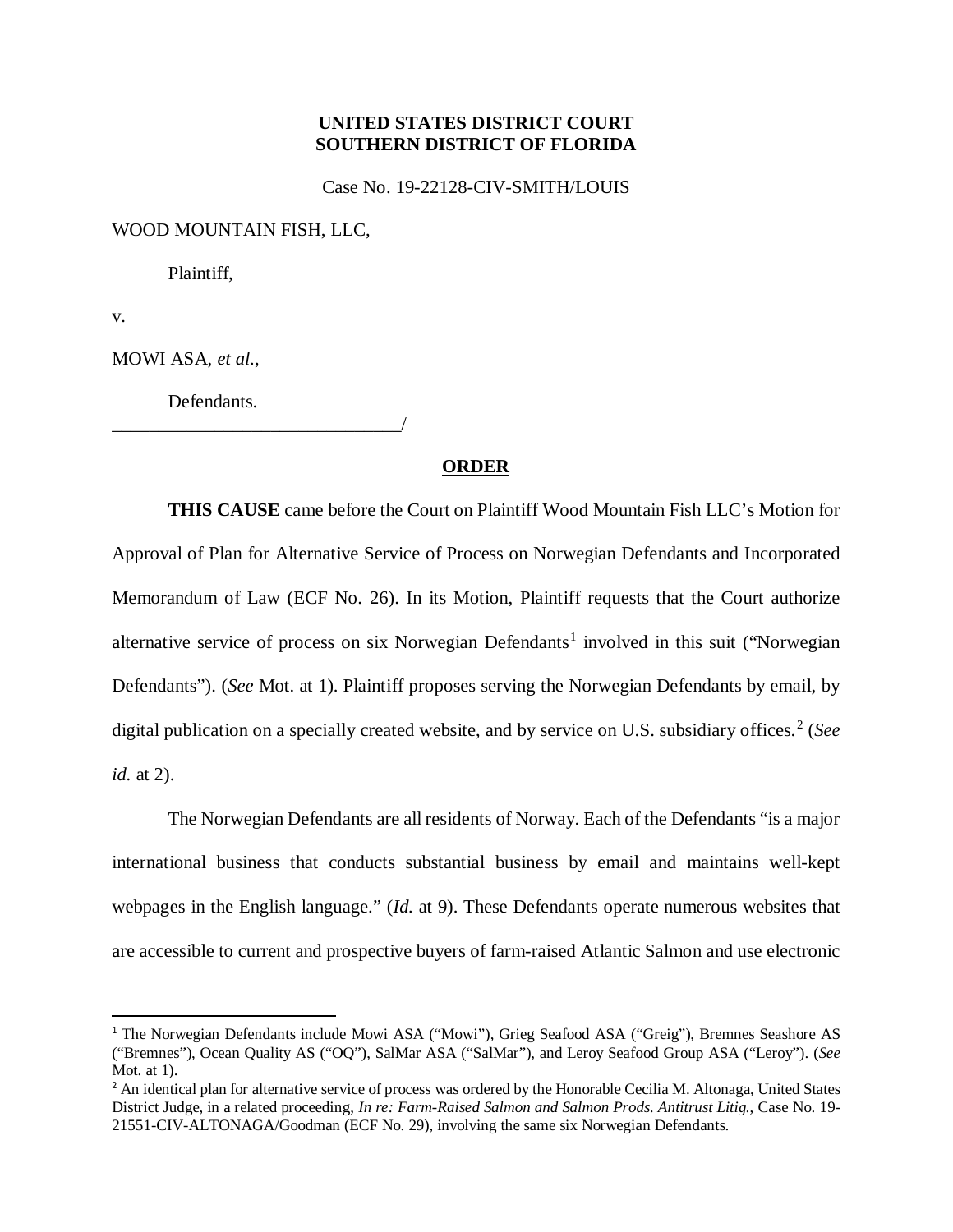**UNITED STATES DISTRICT COURT**
**SOUTHERN DISTRICT OF FLORIDA**

Case No. 19-22128-CIV-SMITH/LOUIS

WOOD MOUNTAIN FISH, LLC,

Plaintiff,

v.

MOWI ASA, *et al.*,

Defendants.
_______________________________/

**ORDER**

**THIS CAUSE** came before the Court on Plaintiff Wood Mountain Fish LLC's Motion for Approval of Plan for Alternative Service of Process on Norwegian Defendants and Incorporated Memorandum of Law (ECF No. 26). In its Motion, Plaintiff requests that the Court authorize alternative service of process on six Norwegian Defendants[1] involved in this suit ("Norwegian Defendants"). (*See* Mot. at 1). Plaintiff proposes serving the Norwegian Defendants by email, by digital publication on a specially created website, and by service on U.S. subsidiary offices.[2] (*See id.* at 2).

The Norwegian Defendants are all residents of Norway. Each of the Defendants "is a major international business that conducts substantial business by email and maintains well-kept webpages in the English language." (*Id.* at 9). These Defendants operate numerous websites that are accessible to current and prospective buyers of farm-raised Atlantic Salmon and use electronic

---

[1] The Norwegian Defendants include Mowi ASA ("Mowi"), Grieg Seafood ASA ("Greig"), Bremnes Seashore AS ("Bremnes"), Ocean Quality AS ("OQ"), SalMar ASA ("SalMar"), and Leroy Seafood Group ASA ("Leroy"). (*See* Mot. at 1).

[2] An identical plan for alternative service of process was ordered by the Honorable Cecilia M. Altonaga, United States District Judge, in a related proceeding, *In re: Farm-Raised Salmon and Salmon Prods. Antitrust Litig.*, Case No. 19-21551-CIV-ALTONAGA/Goodman (ECF No. 29), involving the same six Norwegian Defendants.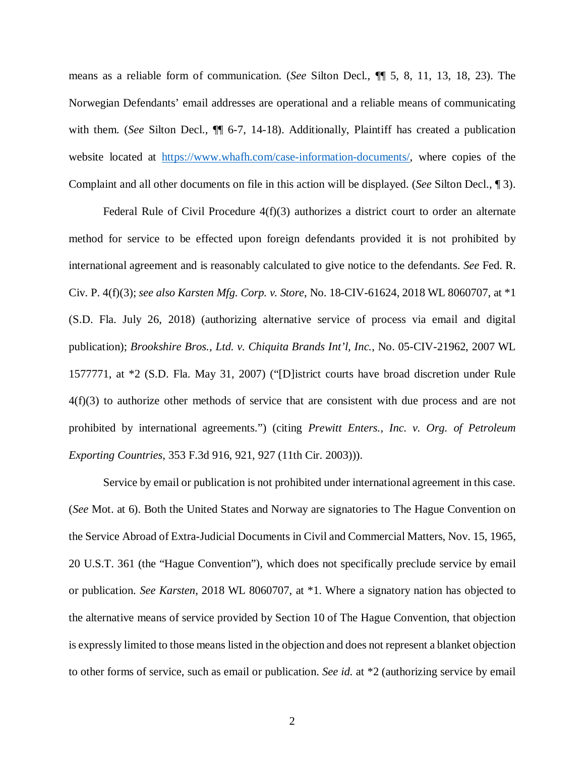means as a reliable form of communication. (*See* Silton Decl., ¶¶ 5, 8, 11, 13, 18, 23). The Norwegian Defendants' email addresses are operational and a reliable means of communicating with them. (*See* Silton Decl., ¶¶ 6-7, 14-18). Additionally, Plaintiff has created a publication website located at https://www.whafh.com/case-information-documents/, where copies of the Complaint and all other documents on file in this action will be displayed. (*See* Silton Decl., ¶ 3).

Federal Rule of Civil Procedure 4(f)(3) authorizes a district court to order an alternate method for service to be effected upon foreign defendants provided it is not prohibited by international agreement and is reasonably calculated to give notice to the defendants. *See* Fed. R. Civ. P. 4(f)(3); *see also Karsten Mfg. Corp. v. Store*, No. 18-CIV-61624, 2018 WL 8060707, at *1 (S.D. Fla. July 26, 2018) (authorizing alternative service of process via email and digital publication); *Brookshire Bros., Ltd. v. Chiquita Brands Int'l, Inc.*, No. 05-CIV-21962, 2007 WL 1577771, at *2 (S.D. Fla. May 31, 2007) ("[D]istrict courts have broad discretion under Rule 4(f)(3) to authorize other methods of service that are consistent with due process and are not prohibited by international agreements.") (citing *Prewitt Enters., Inc. v. Org. of Petroleum Exporting Countries*, 353 F.3d 916, 921, 927 (11th Cir. 2003))).

Service by email or publication is not prohibited under international agreement in this case. (*See* Mot. at 6). Both the United States and Norway are signatories to The Hague Convention on the Service Abroad of Extra-Judicial Documents in Civil and Commercial Matters, Nov. 15, 1965, 20 U.S.T. 361 (the "Hague Convention"), which does not specifically preclude service by email or publication. *See Karsten*, 2018 WL 8060707, at *1. Where a signatory nation has objected to the alternative means of service provided by Section 10 of The Hague Convention, that objection is expressly limited to those means listed in the objection and does not represent a blanket objection to other forms of service, such as email or publication. *See id.* at *2 (authorizing service by email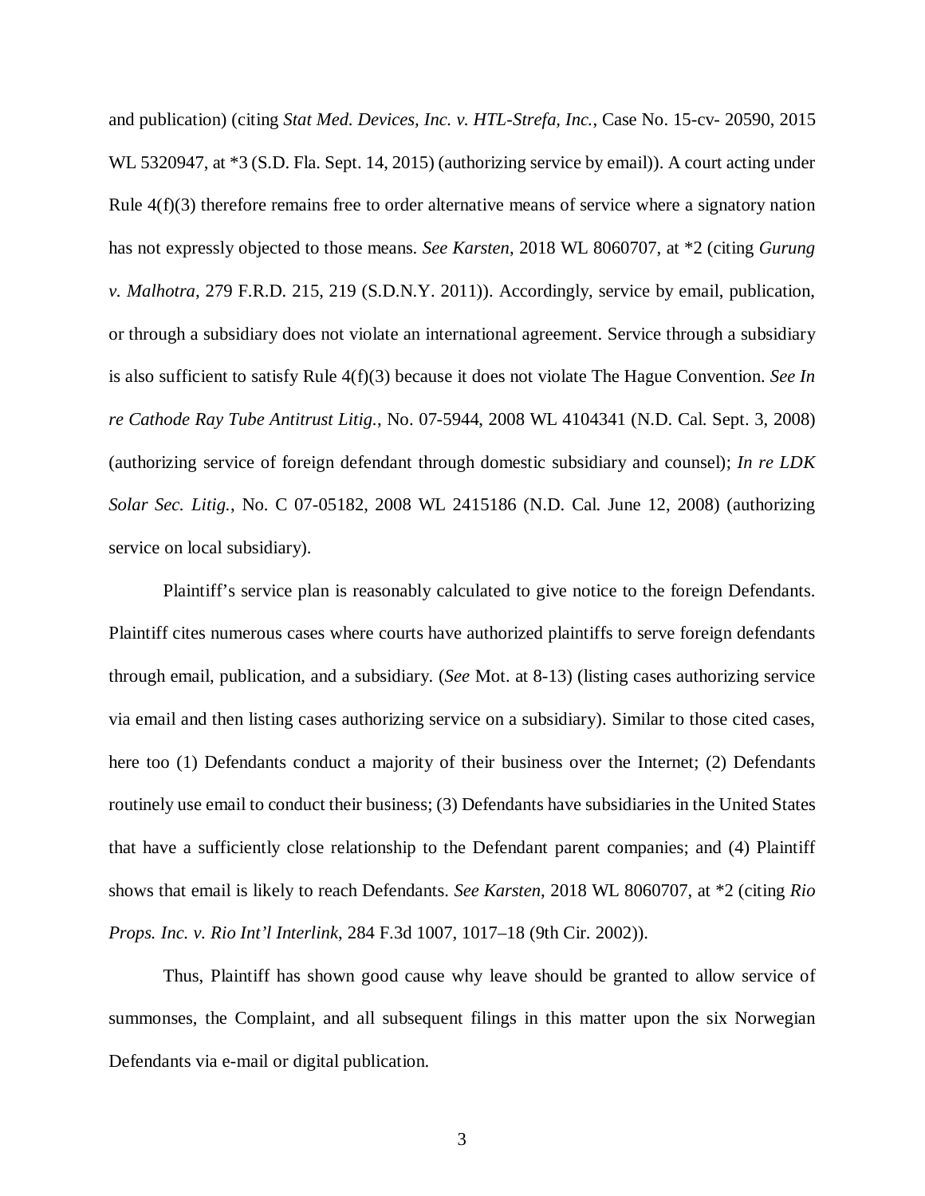and publication) (citing *Stat Med. Devices, Inc. v. HTL-Strefa, Inc.*, Case No. 15-cv- 20590, 2015 WL 5320947, at *3 (S.D. Fla. Sept. 14, 2015) (authorizing service by email)). A court acting under Rule 4(f)(3) therefore remains free to order alternative means of service where a signatory nation has not expressly objected to those means. *See Karsten*, 2018 WL 8060707, at *2 (citing *Gurung v. Malhotra*, 279 F.R.D. 215, 219 (S.D.N.Y. 2011)). Accordingly, service by email, publication, or through a subsidiary does not violate an international agreement. Service through a subsidiary is also sufficient to satisfy Rule 4(f)(3) because it does not violate The Hague Convention. *See In re Cathode Ray Tube Antitrust Litig.*, No. 07-5944, 2008 WL 4104341 (N.D. Cal. Sept. 3, 2008) (authorizing service of foreign defendant through domestic subsidiary and counsel); *In re LDK Solar Sec. Litig.*, No. C 07-05182, 2008 WL 2415186 (N.D. Cal. June 12, 2008) (authorizing service on local subsidiary).

Plaintiff's service plan is reasonably calculated to give notice to the foreign Defendants. Plaintiff cites numerous cases where courts have authorized plaintiffs to serve foreign defendants through email, publication, and a subsidiary. (*See* Mot. at 8-13) (listing cases authorizing service via email and then listing cases authorizing service on a subsidiary). Similar to those cited cases, here too (1) Defendants conduct a majority of their business over the Internet; (2) Defendants routinely use email to conduct their business; (3) Defendants have subsidiaries in the United States that have a sufficiently close relationship to the Defendant parent companies; and (4) Plaintiff shows that email is likely to reach Defendants. *See Karsten*, 2018 WL 8060707, at *2 (citing *Rio Props. Inc. v. Rio Int'l Interlink*, 284 F.3d 1007, 1017–18 (9th Cir. 2002)).

Thus, Plaintiff has shown good cause why leave should be granted to allow service of summonses, the Complaint, and all subsequent filings in this matter upon the six Norwegian Defendants via e-mail or digital publication.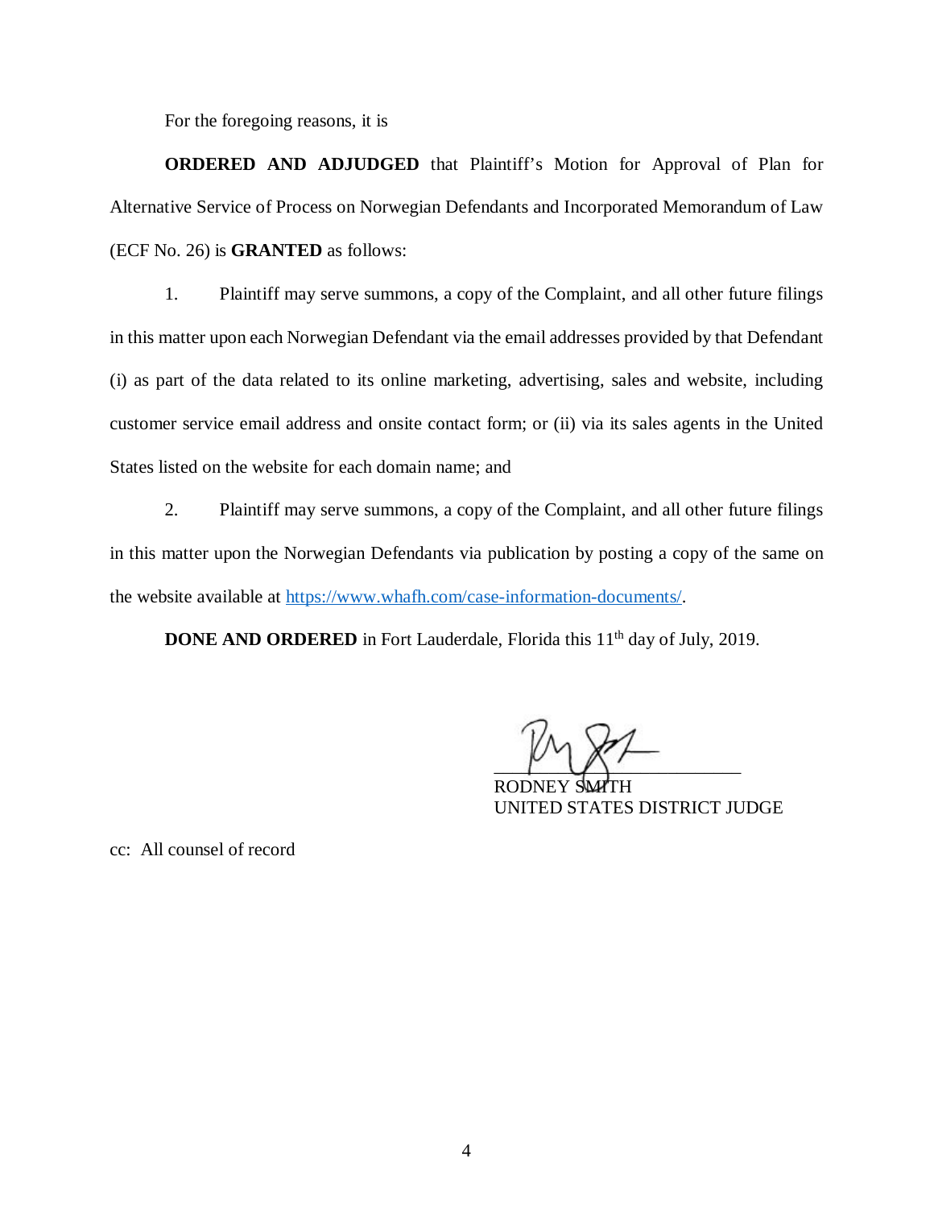For the foregoing reasons, it is

**ORDERED AND ADJUDGED** that Plaintiff's Motion for Approval of Plan for Alternative Service of Process on Norwegian Defendants and Incorporated Memorandum of Law (ECF No. 26) is **GRANTED** as follows:

1. Plaintiff may serve summons, a copy of the Complaint, and all other future filings in this matter upon each Norwegian Defendant via the email addresses provided by that Defendant (i) as part of the data related to its online marketing, advertising, sales and website, including customer service email address and onsite contact form; or (ii) via its sales agents in the United States listed on the website for each domain name; and

2. Plaintiff may serve summons, a copy of the Complaint, and all other future filings in this matter upon the Norwegian Defendants via publication by posting a copy of the same on the website available at https://www.whafh.com/case-information-documents/.

**DONE AND ORDERED** in Fort Lauderdale, Florida this 11th day of July, 2019.

RODNEY SMITH
UNITED STATES DISTRICT JUDGE

cc: All counsel of record